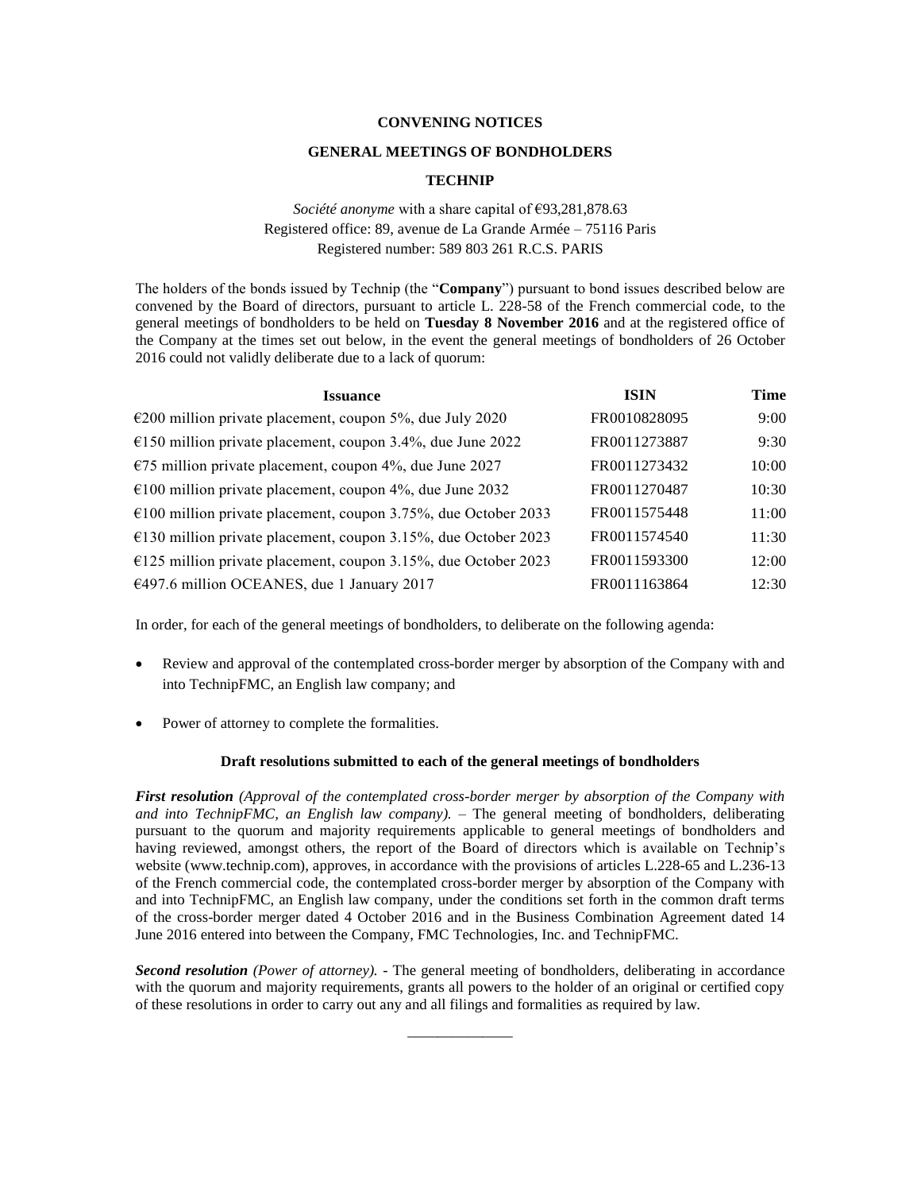**CONVENING NOTICES**

**GENERAL MEETINGS OF BONDHOLDERS**

**TECHNIP**

*Société anonyme* with a share capital of €93,281,878.63
Registered office: 89, avenue de La Grande Armée – 75116 Paris
Registered number: 589 803 261 R.C.S. PARIS

The holders of the bonds issued by Technip (the "**Company**") pursuant to bond issues described below are convened by the Board of directors, pursuant to article L. 228-58 of the French commercial code, to the general meetings of bondholders to be held on **Tuesday 8 November 2016** and at the registered office of the Company at the times set out below, in the event the general meetings of bondholders of 26 October 2016 could not validly deliberate due to a lack of quorum:

| Issuance | ISIN | Time |
|---|---|---|
| €200 million private placement, coupon 5%, due July 2020 | FR0010828095 | 9:00 |
| €150 million private placement, coupon 3.4%, due June 2022 | FR0011273887 | 9:30 |
| €75 million private placement, coupon 4%, due June 2027 | FR0011273432 | 10:00 |
| €100 million private placement, coupon 4%, due June 2032 | FR0011270487 | 10:30 |
| €100 million private placement, coupon 3.75%, due October 2033 | FR0011575448 | 11:00 |
| €130 million private placement, coupon 3.15%, due October 2023 | FR0011574540 | 11:30 |
| €125 million private placement, coupon 3.15%, due October 2023 | FR0011593300 | 12:00 |
| €497.6 million OCEANES, due 1 January 2017 | FR0011163864 | 12:30 |

In order, for each of the general meetings of bondholders, to deliberate on the following agenda:

- Review and approval of the contemplated cross-border merger by absorption of the Company with and into TechnipFMC, an English law company; and
- Power of attorney to complete the formalities.

**Draft resolutions submitted to each of the general meetings of bondholders**

***First resolution*** *(Approval of the contemplated cross-border merger by absorption of the Company with and into TechnipFMC, an English law company).* – The general meeting of bondholders, deliberating pursuant to the quorum and majority requirements applicable to general meetings of bondholders and having reviewed, amongst others, the report of the Board of directors which is available on Technip's website (www.technip.com), approves, in accordance with the provisions of articles L.228-65 and L.236-13 of the French commercial code, the contemplated cross-border merger by absorption of the Company with and into TechnipFMC, an English law company, under the conditions set forth in the common draft terms of the cross-border merger dated 4 October 2016 and in the Business Combination Agreement dated 14 June 2016 entered into between the Company, FMC Technologies, Inc. and TechnipFMC.

***Second resolution*** *(Power of attorney).* - The general meeting of bondholders, deliberating in accordance with the quorum and majority requirements, grants all powers to the holder of an original or certified copy of these resolutions in order to carry out any and all filings and formalities as required by law.

______________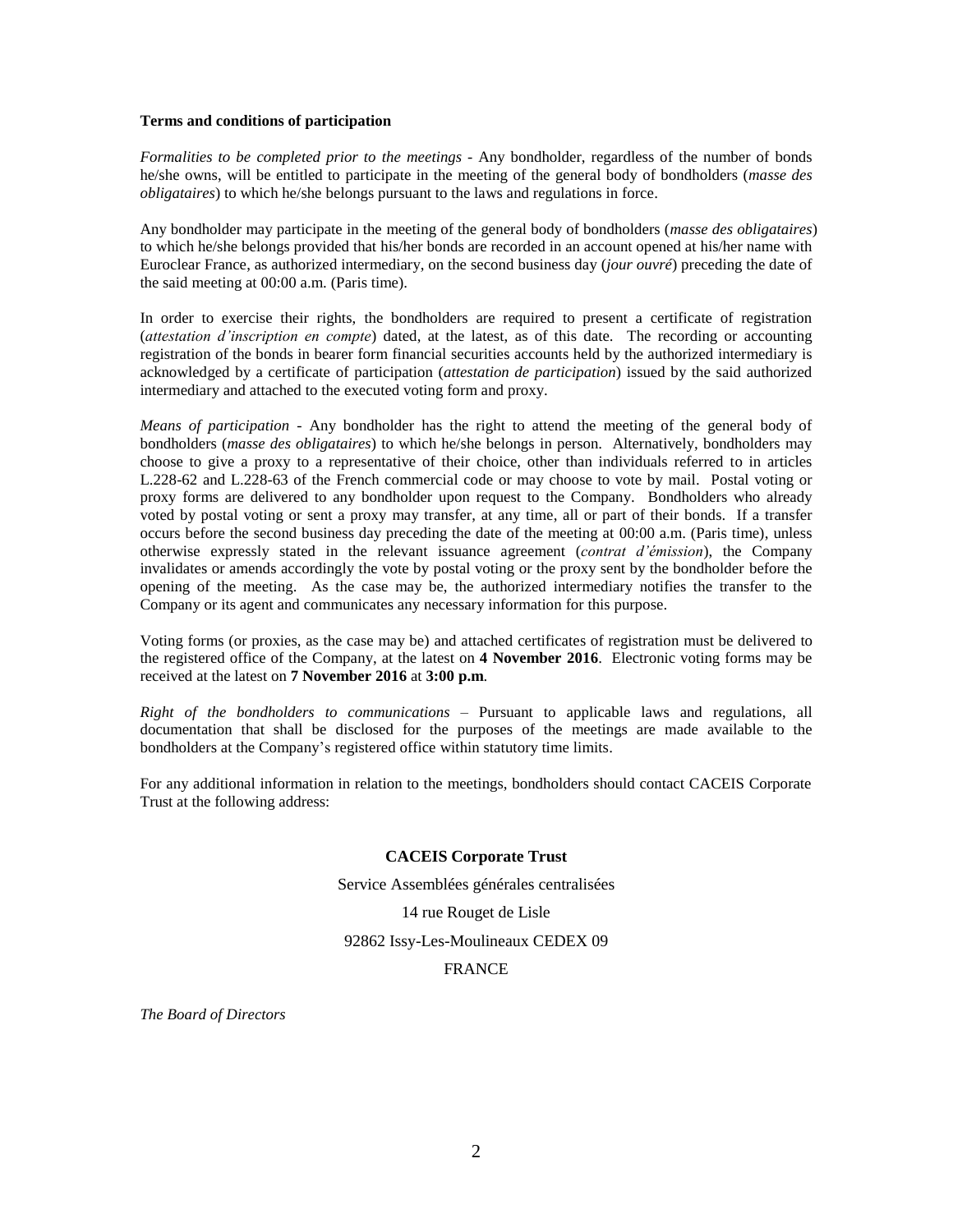**Terms and conditions of participation**

*Formalities to be completed prior to the meetings* - Any bondholder, regardless of the number of bonds he/she owns, will be entitled to participate in the meeting of the general body of bondholders (*masse des obligataires*) to which he/she belongs pursuant to the laws and regulations in force.

Any bondholder may participate in the meeting of the general body of bondholders (*masse des obligataires*) to which he/she belongs provided that his/her bonds are recorded in an account opened at his/her name with Euroclear France, as authorized intermediary, on the second business day (*jour ouvré*) preceding the date of the said meeting at 00:00 a.m. (Paris time).

In order to exercise their rights, the bondholders are required to present a certificate of registration (*attestation d'inscription en compte*) dated, at the latest, as of this date. The recording or accounting registration of the bonds in bearer form financial securities accounts held by the authorized intermediary is acknowledged by a certificate of participation (*attestation de participation*) issued by the said authorized intermediary and attached to the executed voting form and proxy.

*Means of participation* - Any bondholder has the right to attend the meeting of the general body of bondholders (*masse des obligataires*) to which he/she belongs in person. Alternatively, bondholders may choose to give a proxy to a representative of their choice, other than individuals referred to in articles L.228-62 and L.228-63 of the French commercial code or may choose to vote by mail. Postal voting or proxy forms are delivered to any bondholder upon request to the Company. Bondholders who already voted by postal voting or sent a proxy may transfer, at any time, all or part of their bonds. If a transfer occurs before the second business day preceding the date of the meeting at 00:00 a.m. (Paris time), unless otherwise expressly stated in the relevant issuance agreement (*contrat d'émission*), the Company invalidates or amends accordingly the vote by postal voting or the proxy sent by the bondholder before the opening of the meeting. As the case may be, the authorized intermediary notifies the transfer to the Company or its agent and communicates any necessary information for this purpose.

Voting forms (or proxies, as the case may be) and attached certificates of registration must be delivered to the registered office of the Company, at the latest on **4 November 2016**. Electronic voting forms may be received at the latest on **7 November 2016** at **3:00 p.m**.

*Right of the bondholders to communications* – Pursuant to applicable laws and regulations, all documentation that shall be disclosed for the purposes of the meetings are made available to the bondholders at the Company's registered office within statutory time limits.

For any additional information in relation to the meetings, bondholders should contact CACEIS Corporate Trust at the following address:

**CACEIS Corporate Trust**

Service Assemblées générales centralisées

14 rue Rouget de Lisle

92862 Issy-Les-Moulineaux CEDEX 09

FRANCE

*The Board of Directors*